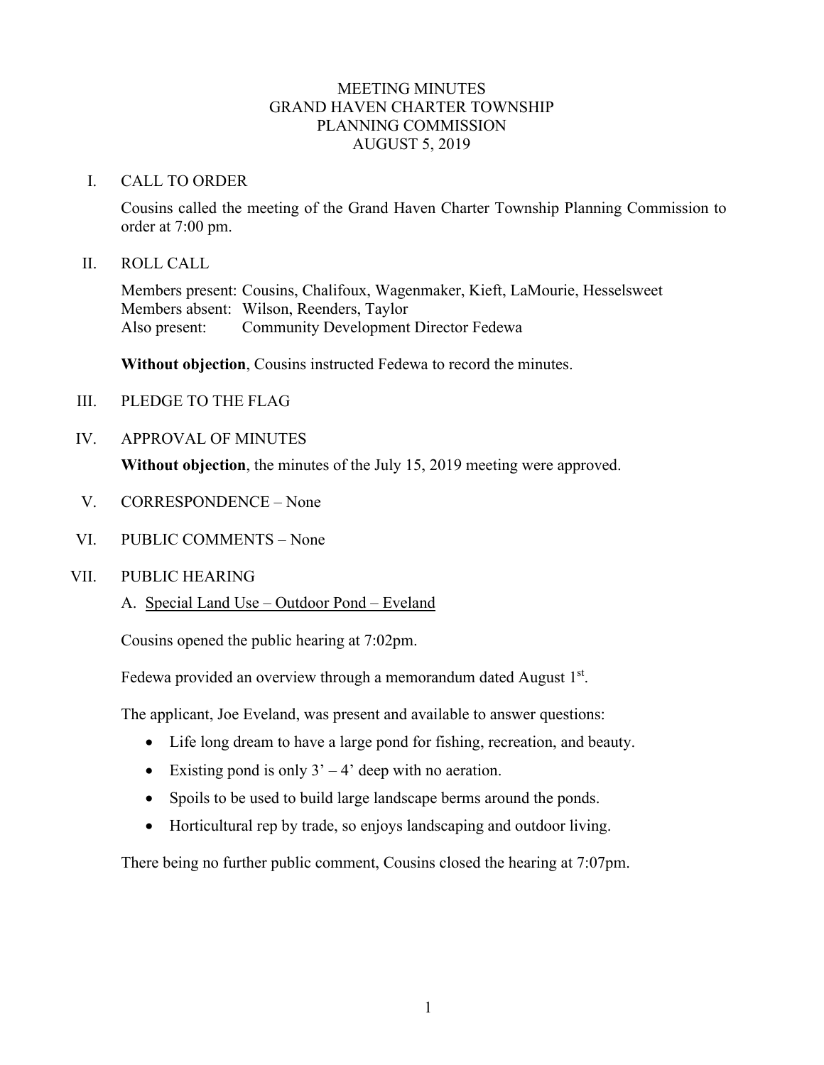# MEETING MINUTES
# GRAND HAVEN CHARTER TOWNSHIP
# PLANNING COMMISSION
# AUGUST 5, 2019

## I. CALL TO ORDER

Cousins called the meeting of the Grand Haven Charter Township Planning Commission to order at 7:00 pm.

## II. ROLL CALL

Members present: Cousins, Chalifoux, Wagenmaker, Kieft, LaMourie, Hesselsweet
Members absent: Wilson, Reenders, Taylor
Also present: Community Development Director Fedewa

**Without objection**, Cousins instructed Fedewa to record the minutes.

## III. PLEDGE TO THE FLAG

## IV. APPROVAL OF MINUTES

**Without objection**, the minutes of the July 15, 2019 meeting were approved.

## V. CORRESPONDENCE – None

## VI. PUBLIC COMMENTS – None

## VII. PUBLIC HEARING

A. Special Land Use – Outdoor Pond – Eveland

Cousins opened the public hearing at 7:02pm.

Fedewa provided an overview through a memorandum dated August 1st.

The applicant, Joe Eveland, was present and available to answer questions:

- Life long dream to have a large pond for fishing, recreation, and beauty.
- Existing pond is only 3' – 4' deep with no aeration.
- Spoils to be used to build large landscape berms around the ponds.
- Horticultural rep by trade, so enjoys landscaping and outdoor living.

There being no further public comment, Cousins closed the hearing at 7:07pm.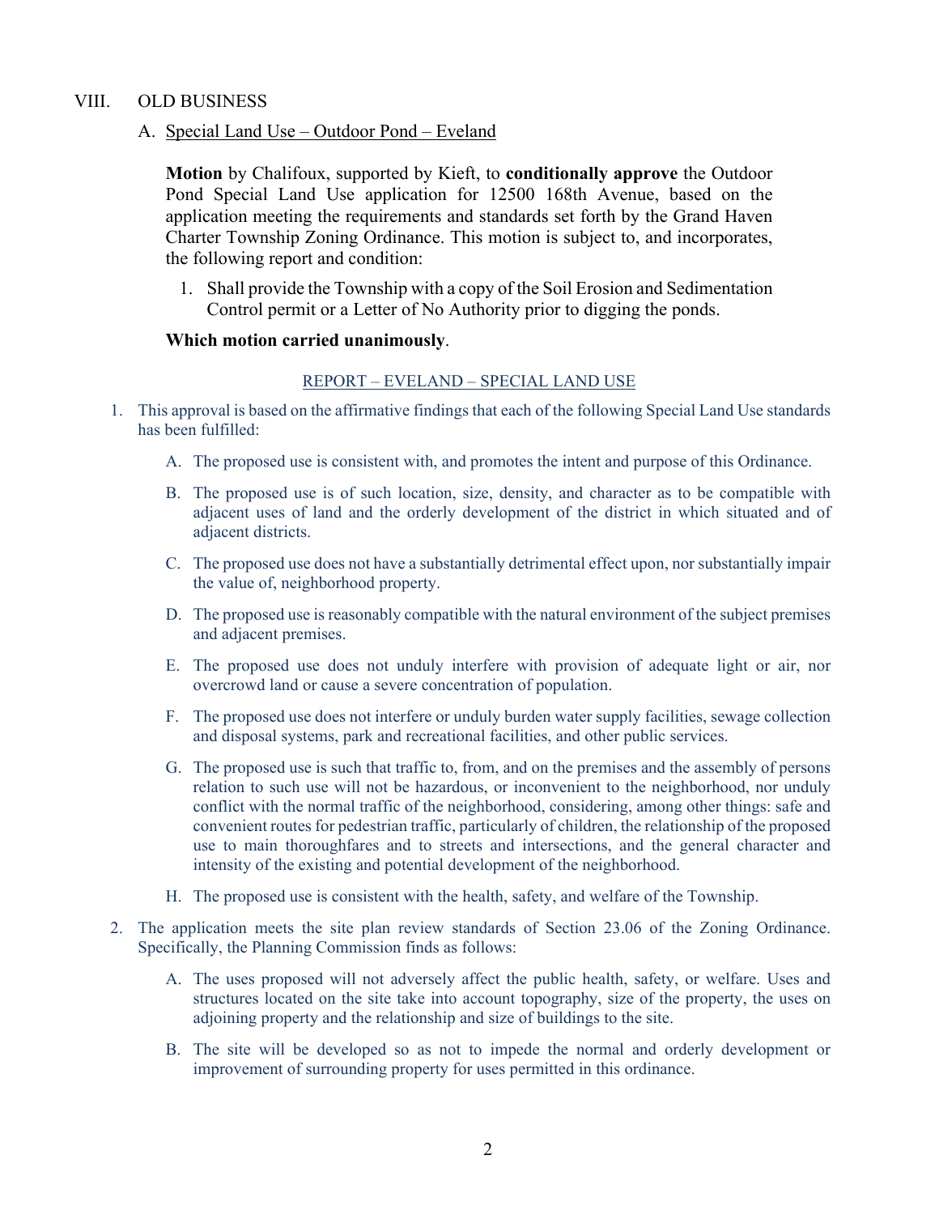## VIII. OLD BUSINESS

### A. Special Land Use – Outdoor Pond – Eveland

**Motion** by Chalifoux, supported by Kieft, to **conditionally approve** the Outdoor Pond Special Land Use application for 12500 168th Avenue, based on the application meeting the requirements and standards set forth by the Grand Haven Charter Township Zoning Ordinance. This motion is subject to, and incorporates, the following report and condition:

1. Shall provide the Township with a copy of the Soil Erosion and Sedimentation Control permit or a Letter of No Authority prior to digging the ponds.

**Which motion carried unanimously**.

REPORT – EVELAND – SPECIAL LAND USE

1. This approval is based on the affirmative findings that each of the following Special Land Use standards has been fulfilled:
   - A. The proposed use is consistent with, and promotes the intent and purpose of this Ordinance.
   - B. The proposed use is of such location, size, density, and character as to be compatible with adjacent uses of land and the orderly development of the district in which situated and of adjacent districts.
   - C. The proposed use does not have a substantially detrimental effect upon, nor substantially impair the value of, neighborhood property.
   - D. The proposed use is reasonably compatible with the natural environment of the subject premises and adjacent premises.
   - E. The proposed use does not unduly interfere with provision of adequate light or air, nor overcrowd land or cause a severe concentration of population.
   - F. The proposed use does not interfere or unduly burden water supply facilities, sewage collection and disposal systems, park and recreational facilities, and other public services.
   - G. The proposed use is such that traffic to, from, and on the premises and the assembly of persons relation to such use will not be hazardous, or inconvenient to the neighborhood, nor unduly conflict with the normal traffic of the neighborhood, considering, among other things: safe and convenient routes for pedestrian traffic, particularly of children, the relationship of the proposed use to main thoroughfares and to streets and intersections, and the general character and intensity of the existing and potential development of the neighborhood.
   - H. The proposed use is consistent with the health, safety, and welfare of the Township.
2. The application meets the site plan review standards of Section 23.06 of the Zoning Ordinance. Specifically, the Planning Commission finds as follows:
   - A. The uses proposed will not adversely affect the public health, safety, or welfare. Uses and structures located on the site take into account topography, size of the property, the uses on adjoining property and the relationship and size of buildings to the site.
   - B. The site will be developed so as not to impede the normal and orderly development or improvement of surrounding property for uses permitted in this ordinance.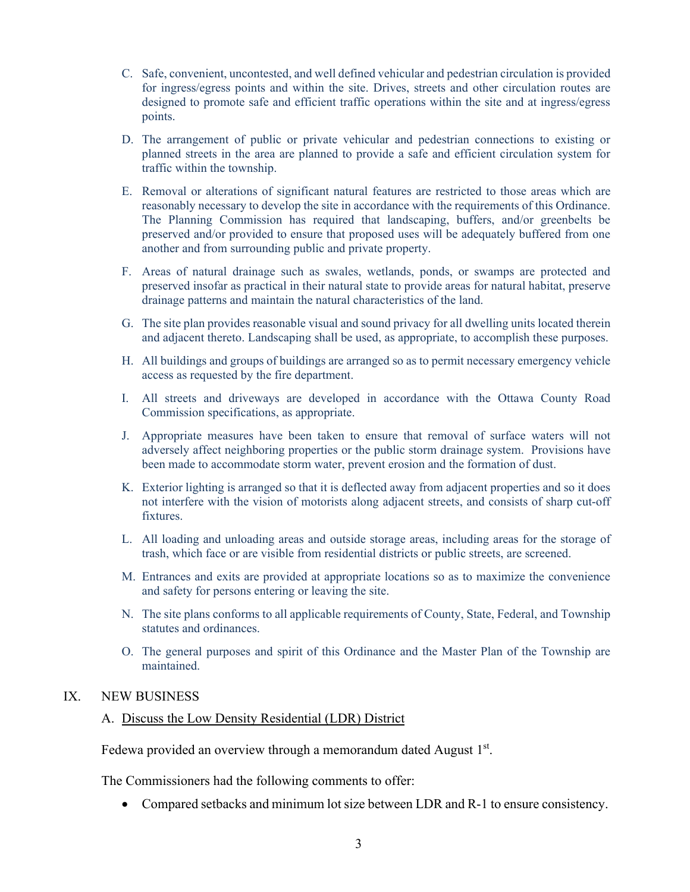C. Safe, convenient, uncontested, and well defined vehicular and pedestrian circulation is provided for ingress/egress points and within the site. Drives, streets and other circulation routes are designed to promote safe and efficient traffic operations within the site and at ingress/egress points.

D. The arrangement of public or private vehicular and pedestrian connections to existing or planned streets in the area are planned to provide a safe and efficient circulation system for traffic within the township.

E. Removal or alterations of significant natural features are restricted to those areas which are reasonably necessary to develop the site in accordance with the requirements of this Ordinance. The Planning Commission has required that landscaping, buffers, and/or greenbelts be preserved and/or provided to ensure that proposed uses will be adequately buffered from one another and from surrounding public and private property.

F. Areas of natural drainage such as swales, wetlands, ponds, or swamps are protected and preserved insofar as practical in their natural state to provide areas for natural habitat, preserve drainage patterns and maintain the natural characteristics of the land.

G. The site plan provides reasonable visual and sound privacy for all dwelling units located therein and adjacent thereto. Landscaping shall be used, as appropriate, to accomplish these purposes.

H. All buildings and groups of buildings are arranged so as to permit necessary emergency vehicle access as requested by the fire department.

I. All streets and driveways are developed in accordance with the Ottawa County Road Commission specifications, as appropriate.

J. Appropriate measures have been taken to ensure that removal of surface waters will not adversely affect neighboring properties or the public storm drainage system. Provisions have been made to accommodate storm water, prevent erosion and the formation of dust.

K. Exterior lighting is arranged so that it is deflected away from adjacent properties and so it does not interfere with the vision of motorists along adjacent streets, and consists of sharp cut-off fixtures.

L. All loading and unloading areas and outside storage areas, including areas for the storage of trash, which face or are visible from residential districts or public streets, are screened.

M. Entrances and exits are provided at appropriate locations so as to maximize the convenience and safety for persons entering or leaving the site.

N. The site plans conforms to all applicable requirements of County, State, Federal, and Township statutes and ordinances.

O. The general purposes and spirit of this Ordinance and the Master Plan of the Township are maintained.

## IX. NEW BUSINESS

### A. Discuss the Low Density Residential (LDR) District

Fedewa provided an overview through a memorandum dated August 1st.

The Commissioners had the following comments to offer:

- Compared setbacks and minimum lot size between LDR and R-1 to ensure consistency.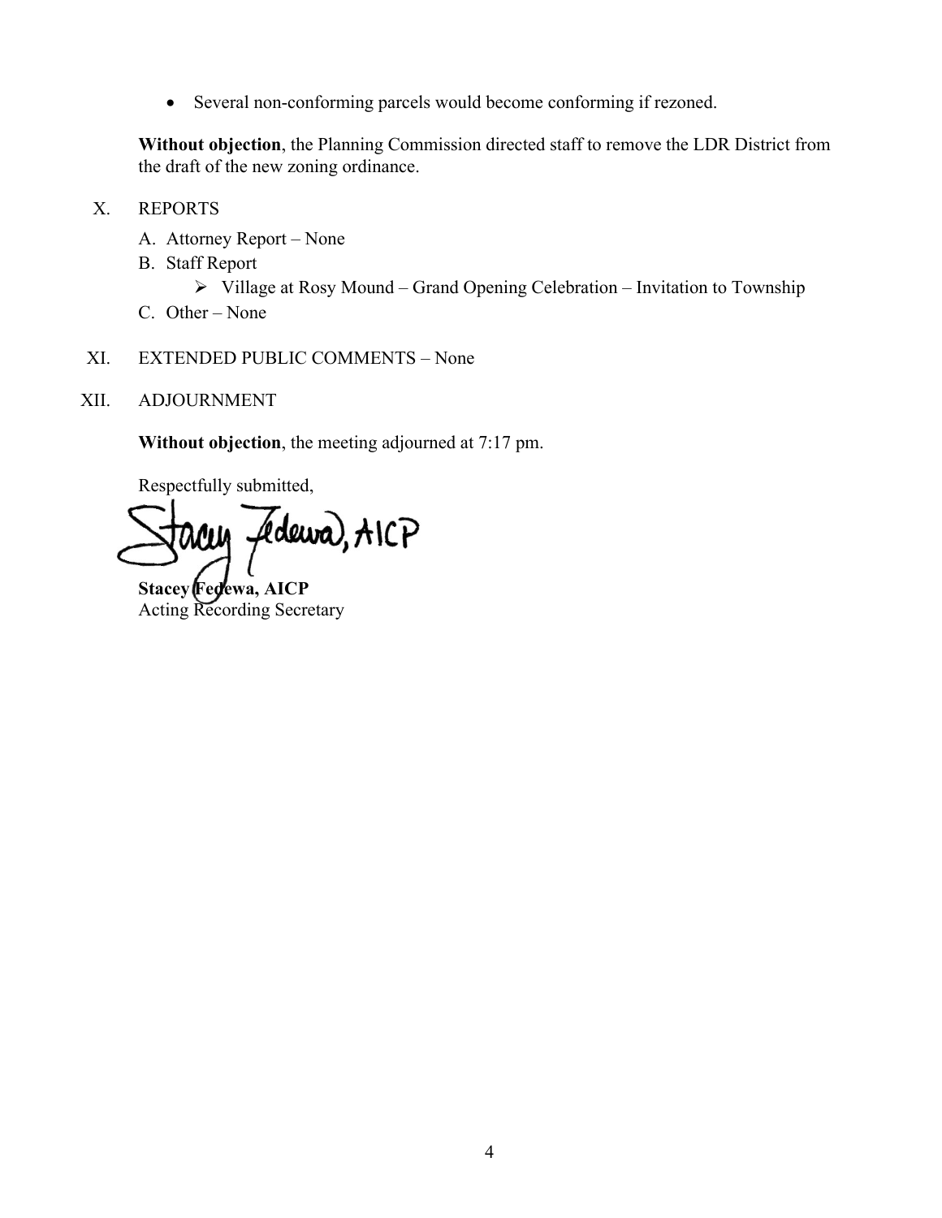- Several non-conforming parcels would become conforming if rezoned.

**Without objection**, the Planning Commission directed staff to remove the LDR District from the draft of the new zoning ordinance.

X. REPORTS

A. Attorney Report – None

B. Staff Report

- Village at Rosy Mound – Grand Opening Celebration – Invitation to Township

C. Other – None

XI. EXTENDED PUBLIC COMMENTS – None

XII. ADJOURNMENT

**Without objection**, the meeting adjourned at 7:17 pm.

Respectfully submitted,

Stacey Fedewa, AICP

**Stacey Fedewa, AICP**
Acting Recording Secretary